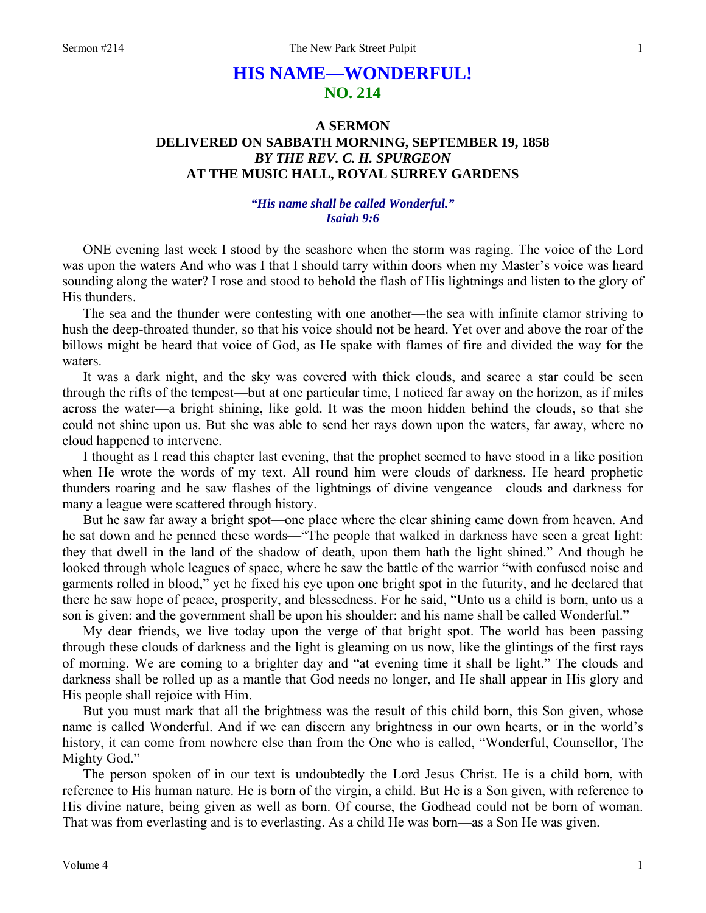# HIS NAME—WONDERFUL!
## NO. 214

### A SERMON
### DELIVERED ON SABBATH MORNING, SEPTEMBER 19, 1858
### *BY THE REV. C. H. SPURGEON*
### AT THE MUSIC HALL, ROYAL SURREY GARDENS

***"His name shall be called Wonderful."***
***Isaiah 9:6***

ONE evening last week I stood by the seashore when the storm was raging. The voice of the Lord was upon the waters And who was I that I should tarry within doors when my Master's voice was heard sounding along the water? I rose and stood to behold the flash of His lightnings and listen to the glory of His thunders.

The sea and the thunder were contesting with one another—the sea with infinite clamor striving to hush the deep-throated thunder, so that his voice should not be heard. Yet over and above the roar of the billows might be heard that voice of God, as He spake with flames of fire and divided the way for the waters.

It was a dark night, and the sky was covered with thick clouds, and scarce a star could be seen through the rifts of the tempest—but at one particular time, I noticed far away on the horizon, as if miles across the water—a bright shining, like gold. It was the moon hidden behind the clouds, so that she could not shine upon us. But she was able to send her rays down upon the waters, far away, where no cloud happened to intervene.

I thought as I read this chapter last evening, that the prophet seemed to have stood in a like position when He wrote the words of my text. All round him were clouds of darkness. He heard prophetic thunders roaring and he saw flashes of the lightnings of divine vengeance—clouds and darkness for many a league were scattered through history.

But he saw far away a bright spot—one place where the clear shining came down from heaven. And he sat down and he penned these words—"The people that walked in darkness have seen a great light: they that dwell in the land of the shadow of death, upon them hath the light shined." And though he looked through whole leagues of space, where he saw the battle of the warrior "with confused noise and garments rolled in blood," yet he fixed his eye upon one bright spot in the futurity, and he declared that there he saw hope of peace, prosperity, and blessedness. For he said, "Unto us a child is born, unto us a son is given: and the government shall be upon his shoulder: and his name shall be called Wonderful."

My dear friends, we live today upon the verge of that bright spot. The world has been passing through these clouds of darkness and the light is gleaming on us now, like the glintings of the first rays of morning. We are coming to a brighter day and "at evening time it shall be light." The clouds and darkness shall be rolled up as a mantle that God needs no longer, and He shall appear in His glory and His people shall rejoice with Him.

But you must mark that all the brightness was the result of this child born, this Son given, whose name is called Wonderful. And if we can discern any brightness in our own hearts, or in the world's history, it can come from nowhere else than from the One who is called, "Wonderful, Counsellor, The Mighty God."

The person spoken of in our text is undoubtedly the Lord Jesus Christ. He is a child born, with reference to His human nature. He is born of the virgin, a child. But He is a Son given, with reference to His divine nature, being given as well as born. Of course, the Godhead could not be born of woman. That was from everlasting and is to everlasting. As a child He was born—as a Son He was given.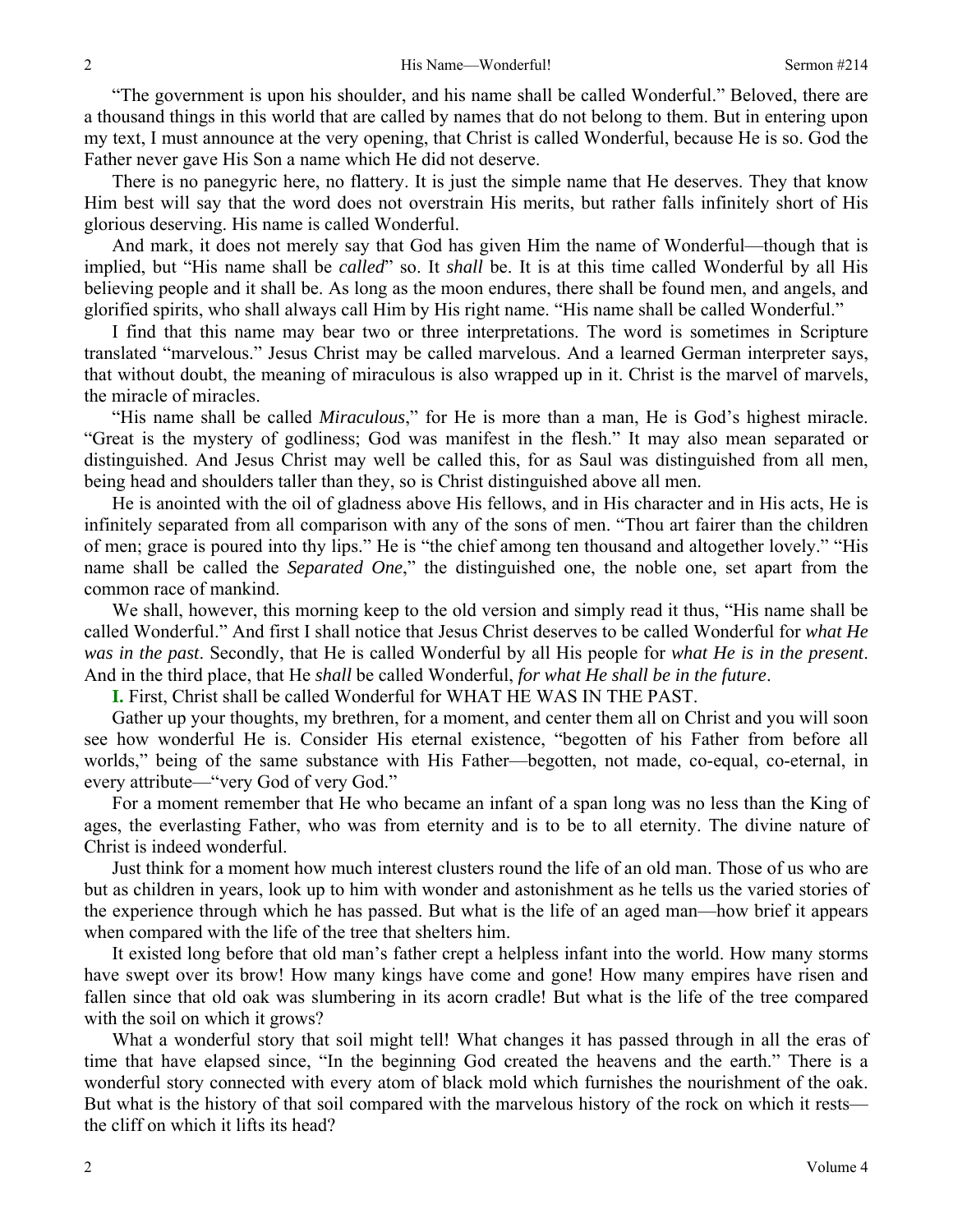"The government is upon his shoulder, and his name shall be called Wonderful." Beloved, there are a thousand things in this world that are called by names that do not belong to them. But in entering upon my text, I must announce at the very opening, that Christ is called Wonderful, because He is so. God the Father never gave His Son a name which He did not deserve.

There is no panegyric here, no flattery. It is just the simple name that He deserves. They that know Him best will say that the word does not overstrain His merits, but rather falls infinitely short of His glorious deserving. His name is called Wonderful.

And mark, it does not merely say that God has given Him the name of Wonderful—though that is implied, but "His name shall be *called*" so. It *shall* be. It is at this time called Wonderful by all His believing people and it shall be. As long as the moon endures, there shall be found men, and angels, and glorified spirits, who shall always call Him by His right name. "His name shall be called Wonderful."

I find that this name may bear two or three interpretations. The word is sometimes in Scripture translated "marvelous." Jesus Christ may be called marvelous. And a learned German interpreter says, that without doubt, the meaning of miraculous is also wrapped up in it. Christ is the marvel of marvels, the miracle of miracles.

"His name shall be called *Miraculous*," for He is more than a man, He is God's highest miracle. "Great is the mystery of godliness; God was manifest in the flesh." It may also mean separated or distinguished. And Jesus Christ may well be called this, for as Saul was distinguished from all men, being head and shoulders taller than they, so is Christ distinguished above all men.

He is anointed with the oil of gladness above His fellows, and in His character and in His acts, He is infinitely separated from all comparison with any of the sons of men. "Thou art fairer than the children of men; grace is poured into thy lips." He is "the chief among ten thousand and altogether lovely." "His name shall be called the *Separated One*," the distinguished one, the noble one, set apart from the common race of mankind.

We shall, however, this morning keep to the old version and simply read it thus, "His name shall be called Wonderful." And first I shall notice that Jesus Christ deserves to be called Wonderful for *what He was in the past*. Secondly, that He is called Wonderful by all His people for *what He is in the present*. And in the third place, that He *shall* be called Wonderful, *for what He shall be in the future*.

**I.** First, Christ shall be called Wonderful for WHAT HE WAS IN THE PAST.

Gather up your thoughts, my brethren, for a moment, and center them all on Christ and you will soon see how wonderful He is. Consider His eternal existence, "begotten of his Father from before all worlds," being of the same substance with His Father—begotten, not made, co-equal, co-eternal, in every attribute—"very God of very God."

For a moment remember that He who became an infant of a span long was no less than the King of ages, the everlasting Father, who was from eternity and is to be to all eternity. The divine nature of Christ is indeed wonderful.

Just think for a moment how much interest clusters round the life of an old man. Those of us who are but as children in years, look up to him with wonder and astonishment as he tells us the varied stories of the experience through which he has passed. But what is the life of an aged man—how brief it appears when compared with the life of the tree that shelters him.

It existed long before that old man's father crept a helpless infant into the world. How many storms have swept over its brow! How many kings have come and gone! How many empires have risen and fallen since that old oak was slumbering in its acorn cradle! But what is the life of the tree compared with the soil on which it grows?

What a wonderful story that soil might tell! What changes it has passed through in all the eras of time that have elapsed since, "In the beginning God created the heavens and the earth." There is a wonderful story connected with every atom of black mold which furnishes the nourishment of the oak. But what is the history of that soil compared with the marvelous history of the rock on which it rests—the cliff on which it lifts its head?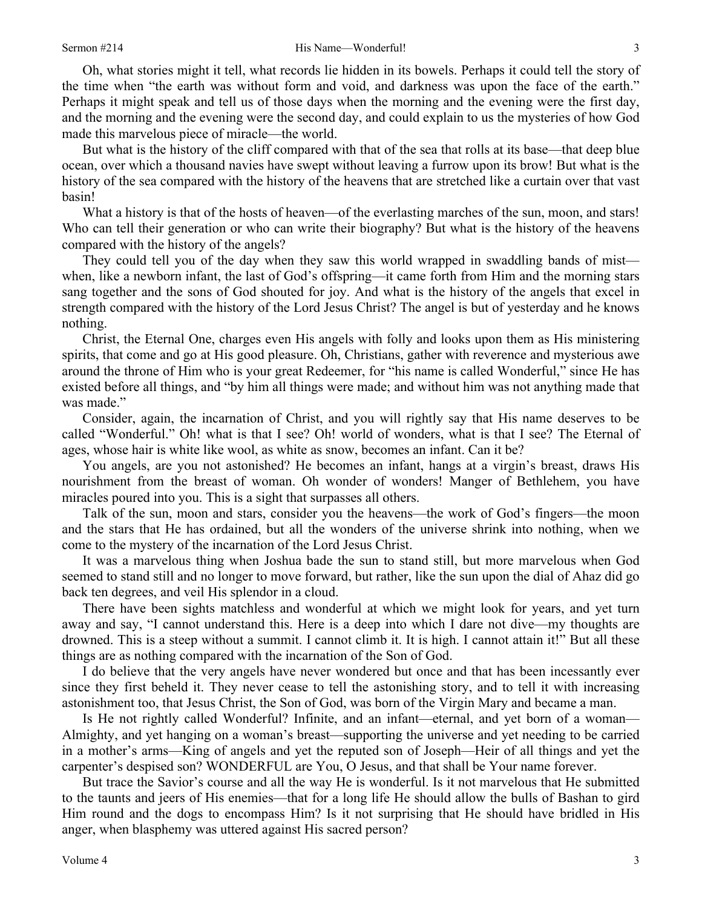Oh, what stories might it tell, what records lie hidden in its bowels. Perhaps it could tell the story of the time when "the earth was without form and void, and darkness was upon the face of the earth." Perhaps it might speak and tell us of those days when the morning and the evening were the first day, and the morning and the evening were the second day, and could explain to us the mysteries of how God made this marvelous piece of miracle—the world.

But what is the history of the cliff compared with that of the sea that rolls at its base—that deep blue ocean, over which a thousand navies have swept without leaving a furrow upon its brow! But what is the history of the sea compared with the history of the heavens that are stretched like a curtain over that vast basin!

What a history is that of the hosts of heaven—of the everlasting marches of the sun, moon, and stars! Who can tell their generation or who can write their biography? But what is the history of the heavens compared with the history of the angels?

They could tell you of the day when they saw this world wrapped in swaddling bands of mist—when, like a newborn infant, the last of God's offspring—it came forth from Him and the morning stars sang together and the sons of God shouted for joy. And what is the history of the angels that excel in strength compared with the history of the Lord Jesus Christ? The angel is but of yesterday and he knows nothing.

Christ, the Eternal One, charges even His angels with folly and looks upon them as His ministering spirits, that come and go at His good pleasure. Oh, Christians, gather with reverence and mysterious awe around the throne of Him who is your great Redeemer, for "his name is called Wonderful," since He has existed before all things, and "by him all things were made; and without him was not anything made that was made."

Consider, again, the incarnation of Christ, and you will rightly say that His name deserves to be called "Wonderful." Oh! what is that I see? Oh! world of wonders, what is that I see? The Eternal of ages, whose hair is white like wool, as white as snow, becomes an infant. Can it be?

You angels, are you not astonished? He becomes an infant, hangs at a virgin's breast, draws His nourishment from the breast of woman. Oh wonder of wonders! Manger of Bethlehem, you have miracles poured into you. This is a sight that surpasses all others.

Talk of the sun, moon and stars, consider you the heavens—the work of God's fingers—the moon and the stars that He has ordained, but all the wonders of the universe shrink into nothing, when we come to the mystery of the incarnation of the Lord Jesus Christ.

It was a marvelous thing when Joshua bade the sun to stand still, but more marvelous when God seemed to stand still and no longer to move forward, but rather, like the sun upon the dial of Ahaz did go back ten degrees, and veil His splendor in a cloud.

There have been sights matchless and wonderful at which we might look for years, and yet turn away and say, "I cannot understand this. Here is a deep into which I dare not dive—my thoughts are drowned. This is a steep without a summit. I cannot climb it. It is high. I cannot attain it!" But all these things are as nothing compared with the incarnation of the Son of God.

I do believe that the very angels have never wondered but once and that has been incessantly ever since they first beheld it. They never cease to tell the astonishing story, and to tell it with increasing astonishment too, that Jesus Christ, the Son of God, was born of the Virgin Mary and became a man.

Is He not rightly called Wonderful? Infinite, and an infant—eternal, and yet born of a woman—Almighty, and yet hanging on a woman's breast—supporting the universe and yet needing to be carried in a mother's arms—King of angels and yet the reputed son of Joseph—Heir of all things and yet the carpenter's despised son? WONDERFUL are You, O Jesus, and that shall be Your name forever.

But trace the Savior's course and all the way He is wonderful. Is it not marvelous that He submitted to the taunts and jeers of His enemies—that for a long life He should allow the bulls of Bashan to gird Him round and the dogs to encompass Him? Is it not surprising that He should have bridled in His anger, when blasphemy was uttered against His sacred person?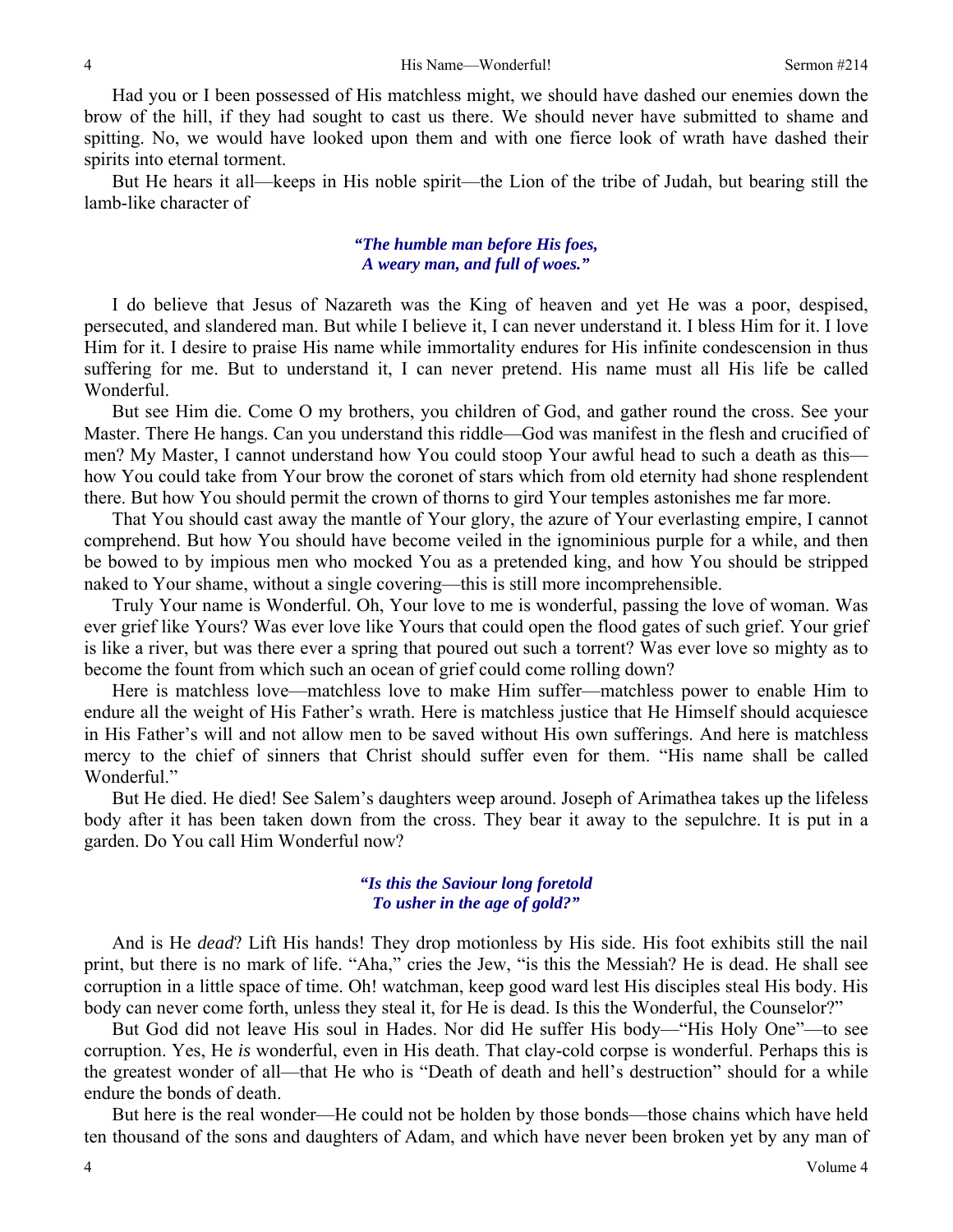Had you or I been possessed of His matchless might, we should have dashed our enemies down the brow of the hill, if they had sought to cast us there. We should never have submitted to shame and spitting. No, we would have looked upon them and with one fierce look of wrath have dashed their spirits into eternal torment.

But He hears it all—keeps in His noble spirit—the Lion of the tribe of Judah, but bearing still the lamb-like character of

> ***"The humble man before His foes,***
> ***A weary man, and full of woes."***

I do believe that Jesus of Nazareth was the King of heaven and yet He was a poor, despised, persecuted, and slandered man. But while I believe it, I can never understand it. I bless Him for it. I love Him for it. I desire to praise His name while immortality endures for His infinite condescension in thus suffering for me. But to understand it, I can never pretend. His name must all His life be called Wonderful.

But see Him die. Come O my brothers, you children of God, and gather round the cross. See your Master. There He hangs. Can you understand this riddle—God was manifest in the flesh and crucified of men? My Master, I cannot understand how You could stoop Your awful head to such a death as this—how You could take from Your brow the coronet of stars which from old eternity had shone resplendent there. But how You should permit the crown of thorns to gird Your temples astonishes me far more.

That You should cast away the mantle of Your glory, the azure of Your everlasting empire, I cannot comprehend. But how You should have become veiled in the ignominious purple for a while, and then be bowed to by impious men who mocked You as a pretended king, and how You should be stripped naked to Your shame, without a single covering—this is still more incomprehensible.

Truly Your name is Wonderful. Oh, Your love to me is wonderful, passing the love of woman. Was ever grief like Yours? Was ever love like Yours that could open the flood gates of such grief. Your grief is like a river, but was there ever a spring that poured out such a torrent? Was ever love so mighty as to become the fount from which such an ocean of grief could come rolling down?

Here is matchless love—matchless love to make Him suffer—matchless power to enable Him to endure all the weight of His Father's wrath. Here is matchless justice that He Himself should acquiesce in His Father's will and not allow men to be saved without His own sufferings. And here is matchless mercy to the chief of sinners that Christ should suffer even for them. "His name shall be called Wonderful."

But He died. He died! See Salem's daughters weep around. Joseph of Arimathea takes up the lifeless body after it has been taken down from the cross. They bear it away to the sepulchre. It is put in a garden. Do You call Him Wonderful now?

> ***"Is this the Saviour long foretold***
> ***To usher in the age of gold?"***

And is He *dead*? Lift His hands! They drop motionless by His side. His foot exhibits still the nail print, but there is no mark of life. "Aha," cries the Jew, "is this the Messiah? He is dead. He shall see corruption in a little space of time. Oh! watchman, keep good ward lest His disciples steal His body. His body can never come forth, unless they steal it, for He is dead. Is this the Wonderful, the Counselor?"

But God did not leave His soul in Hades. Nor did He suffer His body—"His Holy One"—to see corruption. Yes, He *is* wonderful, even in His death. That clay-cold corpse is wonderful. Perhaps this is the greatest wonder of all—that He who is "Death of death and hell's destruction" should for a while endure the bonds of death.

But here is the real wonder—He could not be holden by those bonds—those chains which have held ten thousand of the sons and daughters of Adam, and which have never been broken yet by any man of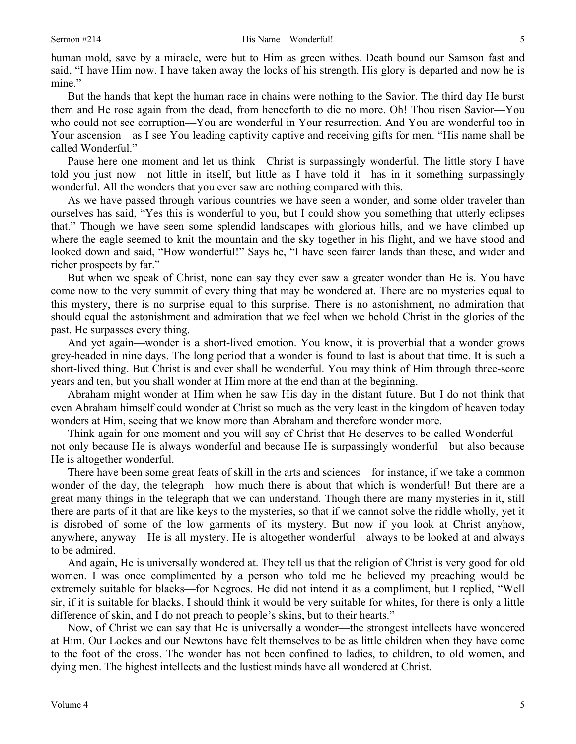human mold, save by a miracle, were but to Him as green withes. Death bound our Samson fast and said, "I have Him now. I have taken away the locks of his strength. His glory is departed and now he is mine."

But the hands that kept the human race in chains were nothing to the Savior. The third day He burst them and He rose again from the dead, from henceforth to die no more. Oh! Thou risen Savior—You who could not see corruption—You are wonderful in Your resurrection. And You are wonderful too in Your ascension—as I see You leading captivity captive and receiving gifts for men. "His name shall be called Wonderful."

Pause here one moment and let us think—Christ is surpassingly wonderful. The little story I have told you just now—not little in itself, but little as I have told it—has in it something surpassingly wonderful. All the wonders that you ever saw are nothing compared with this.

As we have passed through various countries we have seen a wonder, and some older traveler than ourselves has said, "Yes this is wonderful to you, but I could show you something that utterly eclipses that." Though we have seen some splendid landscapes with glorious hills, and we have climbed up where the eagle seemed to knit the mountain and the sky together in his flight, and we have stood and looked down and said, "How wonderful!" Says he, "I have seen fairer lands than these, and wider and richer prospects by far."

But when we speak of Christ, none can say they ever saw a greater wonder than He is. You have come now to the very summit of every thing that may be wondered at. There are no mysteries equal to this mystery, there is no surprise equal to this surprise. There is no astonishment, no admiration that should equal the astonishment and admiration that we feel when we behold Christ in the glories of the past. He surpasses every thing.

And yet again—wonder is a short-lived emotion. You know, it is proverbial that a wonder grows grey-headed in nine days. The long period that a wonder is found to last is about that time. It is such a short-lived thing. But Christ is and ever shall be wonderful. You may think of Him through three-score years and ten, but you shall wonder at Him more at the end than at the beginning.

Abraham might wonder at Him when he saw His day in the distant future. But I do not think that even Abraham himself could wonder at Christ so much as the very least in the kingdom of heaven today wonders at Him, seeing that we know more than Abraham and therefore wonder more.

Think again for one moment and you will say of Christ that He deserves to be called Wonderful—not only because He is always wonderful and because He is surpassingly wonderful—but also because He is altogether wonderful.

There have been some great feats of skill in the arts and sciences—for instance, if we take a common wonder of the day, the telegraph—how much there is about that which is wonderful! But there are a great many things in the telegraph that we can understand. Though there are many mysteries in it, still there are parts of it that are like keys to the mysteries, so that if we cannot solve the riddle wholly, yet it is disrobed of some of the low garments of its mystery. But now if you look at Christ anyhow, anywhere, anyway—He is all mystery. He is altogether wonderful—always to be looked at and always to be admired.

And again, He is universally wondered at. They tell us that the religion of Christ is very good for old women. I was once complimented by a person who told me he believed my preaching would be extremely suitable for blacks—for Negroes. He did not intend it as a compliment, but I replied, "Well sir, if it is suitable for blacks, I should think it would be very suitable for whites, for there is only a little difference of skin, and I do not preach to people's skins, but to their hearts."

Now, of Christ we can say that He is universally a wonder—the strongest intellects have wondered at Him. Our Lockes and our Newtons have felt themselves to be as little children when they have come to the foot of the cross. The wonder has not been confined to ladies, to children, to old women, and dying men. The highest intellects and the lustiest minds have all wondered at Christ.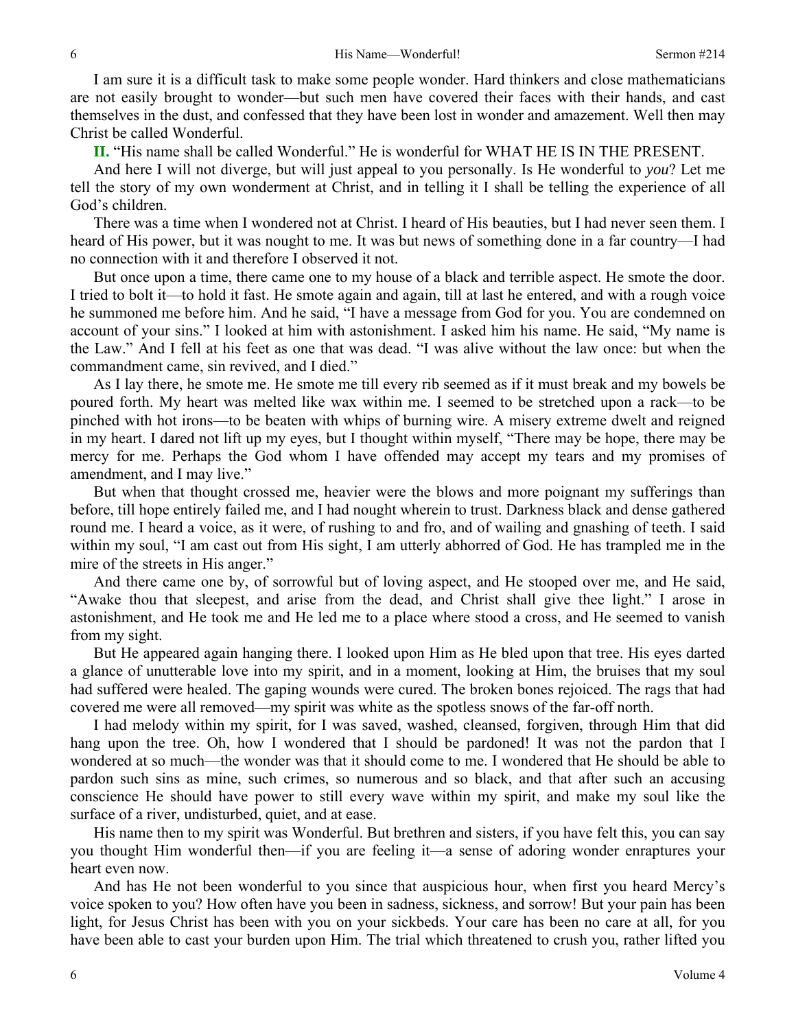I am sure it is a difficult task to make some people wonder. Hard thinkers and close mathematicians are not easily brought to wonder—but such men have covered their faces with their hands, and cast themselves in the dust, and confessed that they have been lost in wonder and amazement. Well then may Christ be called Wonderful.

**II.** "His name shall be called Wonderful." He is wonderful for WHAT HE IS IN THE PRESENT.

And here I will not diverge, but will just appeal to you personally. Is He wonderful to *you*? Let me tell the story of my own wonderment at Christ, and in telling it I shall be telling the experience of all God's children.

There was a time when I wondered not at Christ. I heard of His beauties, but I had never seen them. I heard of His power, but it was nought to me. It was but news of something done in a far country—I had no connection with it and therefore I observed it not.

But once upon a time, there came one to my house of a black and terrible aspect. He smote the door. I tried to bolt it—to hold it fast. He smote again and again, till at last he entered, and with a rough voice he summoned me before him. And he said, "I have a message from God for you. You are condemned on account of your sins." I looked at him with astonishment. I asked him his name. He said, "My name is the Law." And I fell at his feet as one that was dead. "I was alive without the law once: but when the commandment came, sin revived, and I died."

As I lay there, he smote me. He smote me till every rib seemed as if it must break and my bowels be poured forth. My heart was melted like wax within me. I seemed to be stretched upon a rack—to be pinched with hot irons—to be beaten with whips of burning wire. A misery extreme dwelt and reigned in my heart. I dared not lift up my eyes, but I thought within myself, "There may be hope, there may be mercy for me. Perhaps the God whom I have offended may accept my tears and my promises of amendment, and I may live."

But when that thought crossed me, heavier were the blows and more poignant my sufferings than before, till hope entirely failed me, and I had nought wherein to trust. Darkness black and dense gathered round me. I heard a voice, as it were, of rushing to and fro, and of wailing and gnashing of teeth. I said within my soul, "I am cast out from His sight, I am utterly abhorred of God. He has trampled me in the mire of the streets in His anger."

And there came one by, of sorrowful but of loving aspect, and He stooped over me, and He said, "Awake thou that sleepest, and arise from the dead, and Christ shall give thee light." I arose in astonishment, and He took me and He led me to a place where stood a cross, and He seemed to vanish from my sight.

But He appeared again hanging there. I looked upon Him as He bled upon that tree. His eyes darted a glance of unutterable love into my spirit, and in a moment, looking at Him, the bruises that my soul had suffered were healed. The gaping wounds were cured. The broken bones rejoiced. The rags that had covered me were all removed—my spirit was white as the spotless snows of the far-off north.

I had melody within my spirit, for I was saved, washed, cleansed, forgiven, through Him that did hang upon the tree. Oh, how I wondered that I should be pardoned! It was not the pardon that I wondered at so much—the wonder was that it should come to me. I wondered that He should be able to pardon such sins as mine, such crimes, so numerous and so black, and that after such an accusing conscience He should have power to still every wave within my spirit, and make my soul like the surface of a river, undisturbed, quiet, and at ease.

His name then to my spirit was Wonderful. But brethren and sisters, if you have felt this, you can say you thought Him wonderful then—if you are feeling it—a sense of adoring wonder enraptures your heart even now.

And has He not been wonderful to you since that auspicious hour, when first you heard Mercy's voice spoken to you? How often have you been in sadness, sickness, and sorrow! But your pain has been light, for Jesus Christ has been with you on your sickbeds. Your care has been no care at all, for you have been able to cast your burden upon Him. The trial which threatened to crush you, rather lifted you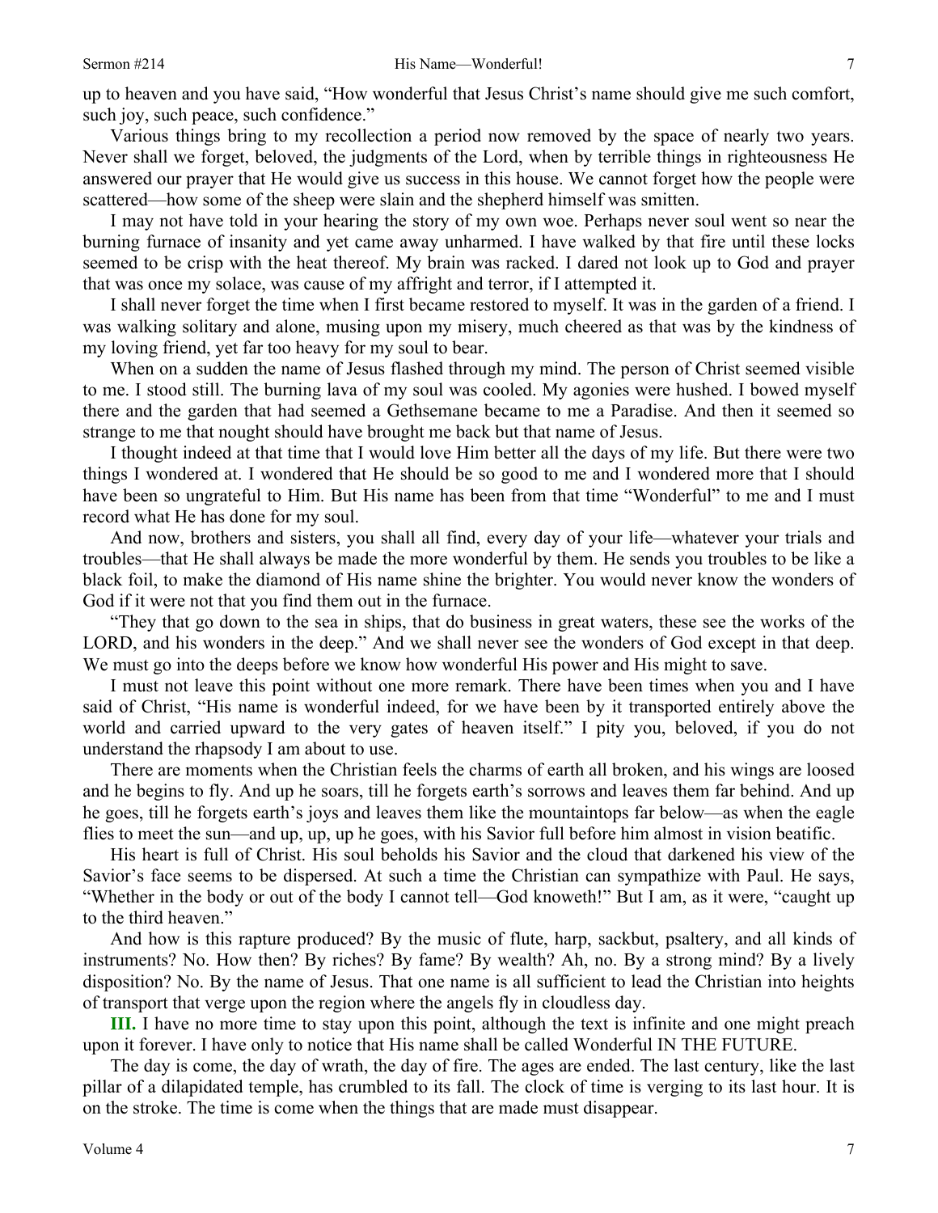up to heaven and you have said, "How wonderful that Jesus Christ's name should give me such comfort, such joy, such peace, such confidence."

Various things bring to my recollection a period now removed by the space of nearly two years. Never shall we forget, beloved, the judgments of the Lord, when by terrible things in righteousness He answered our prayer that He would give us success in this house. We cannot forget how the people were scattered—how some of the sheep were slain and the shepherd himself was smitten.

I may not have told in your hearing the story of my own woe. Perhaps never soul went so near the burning furnace of insanity and yet came away unharmed. I have walked by that fire until these locks seemed to be crisp with the heat thereof. My brain was racked. I dared not look up to God and prayer that was once my solace, was cause of my affright and terror, if I attempted it.

I shall never forget the time when I first became restored to myself. It was in the garden of a friend. I was walking solitary and alone, musing upon my misery, much cheered as that was by the kindness of my loving friend, yet far too heavy for my soul to bear.

When on a sudden the name of Jesus flashed through my mind. The person of Christ seemed visible to me. I stood still. The burning lava of my soul was cooled. My agonies were hushed. I bowed myself there and the garden that had seemed a Gethsemane became to me a Paradise. And then it seemed so strange to me that nought should have brought me back but that name of Jesus.

I thought indeed at that time that I would love Him better all the days of my life. But there were two things I wondered at. I wondered that He should be so good to me and I wondered more that I should have been so ungrateful to Him. But His name has been from that time "Wonderful" to me and I must record what He has done for my soul.

And now, brothers and sisters, you shall all find, every day of your life—whatever your trials and troubles—that He shall always be made the more wonderful by them. He sends you troubles to be like a black foil, to make the diamond of His name shine the brighter. You would never know the wonders of God if it were not that you find them out in the furnace.

"They that go down to the sea in ships, that do business in great waters, these see the works of the LORD, and his wonders in the deep." And we shall never see the wonders of God except in that deep. We must go into the deeps before we know how wonderful His power and His might to save.

I must not leave this point without one more remark. There have been times when you and I have said of Christ, "His name is wonderful indeed, for we have been by it transported entirely above the world and carried upward to the very gates of heaven itself." I pity you, beloved, if you do not understand the rhapsody I am about to use.

There are moments when the Christian feels the charms of earth all broken, and his wings are loosed and he begins to fly. And up he soars, till he forgets earth's sorrows and leaves them far behind. And up he goes, till he forgets earth's joys and leaves them like the mountaintops far below—as when the eagle flies to meet the sun—and up, up, up he goes, with his Savior full before him almost in vision beatific.

His heart is full of Christ. His soul beholds his Savior and the cloud that darkened his view of the Savior's face seems to be dispersed. At such a time the Christian can sympathize with Paul. He says, "Whether in the body or out of the body I cannot tell—God knoweth!" But I am, as it were, "caught up to the third heaven."

And how is this rapture produced? By the music of flute, harp, sackbut, psaltery, and all kinds of instruments? No. How then? By riches? By fame? By wealth? Ah, no. By a strong mind? By a lively disposition? No. By the name of Jesus. That one name is all sufficient to lead the Christian into heights of transport that verge upon the region where the angels fly in cloudless day.

**III.** I have no more time to stay upon this point, although the text is infinite and one might preach upon it forever. I have only to notice that His name shall be called Wonderful IN THE FUTURE.

The day is come, the day of wrath, the day of fire. The ages are ended. The last century, like the last pillar of a dilapidated temple, has crumbled to its fall. The clock of time is verging to its last hour. It is on the stroke. The time is come when the things that are made must disappear.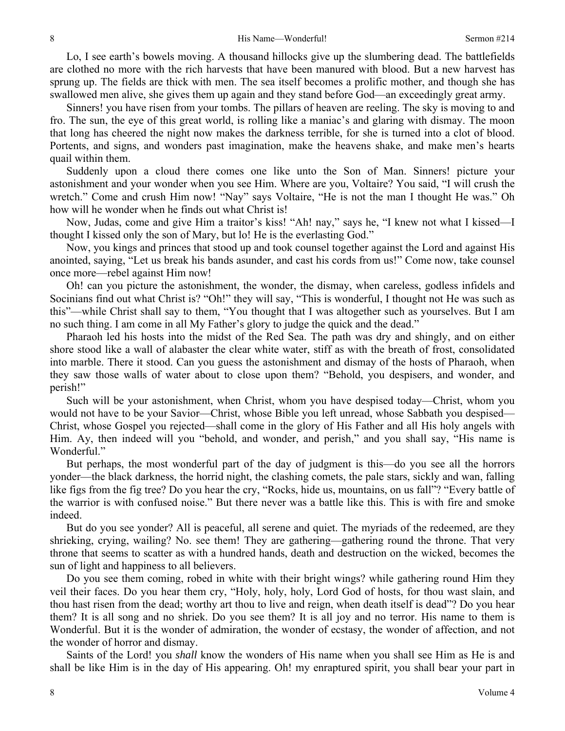Lo, I see earth's bowels moving. A thousand hillocks give up the slumbering dead. The battlefields are clothed no more with the rich harvests that have been manured with blood. But a new harvest has sprung up. The fields are thick with men. The sea itself becomes a prolific mother, and though she has swallowed men alive, she gives them up again and they stand before God—an exceedingly great army.

Sinners! you have risen from your tombs. The pillars of heaven are reeling. The sky is moving to and fro. The sun, the eye of this great world, is rolling like a maniac's and glaring with dismay. The moon that long has cheered the night now makes the darkness terrible, for she is turned into a clot of blood. Portents, and signs, and wonders past imagination, make the heavens shake, and make men's hearts quail within them.

Suddenly upon a cloud there comes one like unto the Son of Man. Sinners! picture your astonishment and your wonder when you see Him. Where are you, Voltaire? You said, "I will crush the wretch." Come and crush Him now! "Nay" says Voltaire, "He is not the man I thought He was." Oh how will he wonder when he finds out what Christ is!

Now, Judas, come and give Him a traitor's kiss! "Ah! nay," says he, "I knew not what I kissed—I thought I kissed only the son of Mary, but lo! He is the everlasting God."

Now, you kings and princes that stood up and took counsel together against the Lord and against His anointed, saying, "Let us break his bands asunder, and cast his cords from us!" Come now, take counsel once more—rebel against Him now!

Oh! can you picture the astonishment, the wonder, the dismay, when careless, godless infidels and Socinians find out what Christ is? "Oh!" they will say, "This is wonderful, I thought not He was such as this"—while Christ shall say to them, "You thought that I was altogether such as yourselves. But I am no such thing. I am come in all My Father's glory to judge the quick and the dead."

Pharaoh led his hosts into the midst of the Red Sea. The path was dry and shingly, and on either shore stood like a wall of alabaster the clear white water, stiff as with the breath of frost, consolidated into marble. There it stood. Can you guess the astonishment and dismay of the hosts of Pharaoh, when they saw those walls of water about to close upon them? "Behold, you despisers, and wonder, and perish!"

Such will be your astonishment, when Christ, whom you have despised today—Christ, whom you would not have to be your Savior—Christ, whose Bible you left unread, whose Sabbath you despised—Christ, whose Gospel you rejected—shall come in the glory of His Father and all His holy angels with Him. Ay, then indeed will you "behold, and wonder, and perish," and you shall say, "His name is Wonderful."

But perhaps, the most wonderful part of the day of judgment is this—do you see all the horrors yonder—the black darkness, the horrid night, the clashing comets, the pale stars, sickly and wan, falling like figs from the fig tree? Do you hear the cry, "Rocks, hide us, mountains, on us fall"? "Every battle of the warrior is with confused noise." But there never was a battle like this. This is with fire and smoke indeed.

But do you see yonder? All is peaceful, all serene and quiet. The myriads of the redeemed, are they shrieking, crying, wailing? No. see them! They are gathering—gathering round the throne. That very throne that seems to scatter as with a hundred hands, death and destruction on the wicked, becomes the sun of light and happiness to all believers.

Do you see them coming, robed in white with their bright wings? while gathering round Him they veil their faces. Do you hear them cry, "Holy, holy, holy, Lord God of hosts, for thou wast slain, and thou hast risen from the dead; worthy art thou to live and reign, when death itself is dead"? Do you hear them? It is all song and no shriek. Do you see them? It is all joy and no terror. His name to them is Wonderful. But it is the wonder of admiration, the wonder of ecstasy, the wonder of affection, and not the wonder of horror and dismay.

Saints of the Lord! you *shall* know the wonders of His name when you shall see Him as He is and shall be like Him is in the day of His appearing. Oh! my enraptured spirit, you shall bear your part in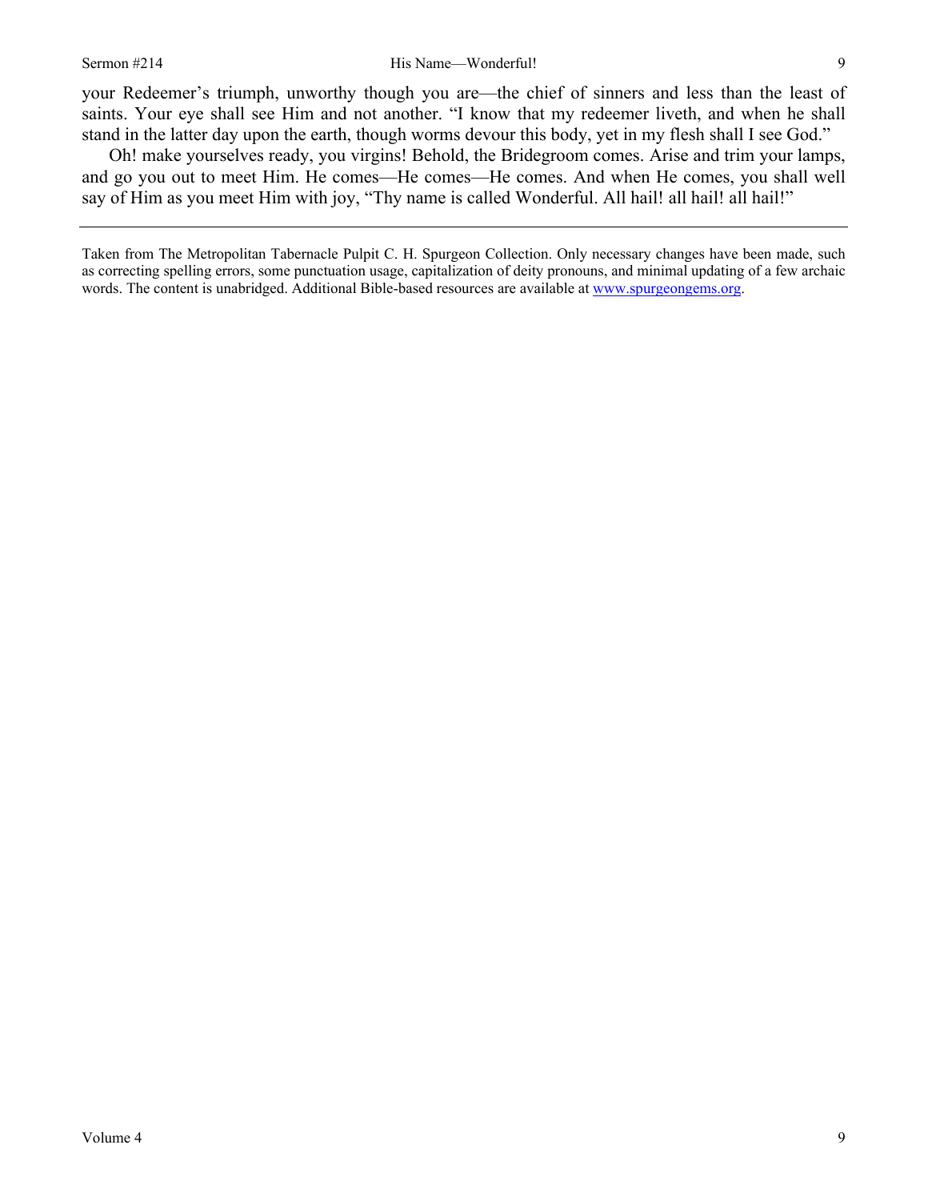your Redeemer's triumph, unworthy though you are—the chief of sinners and less than the least of saints. Your eye shall see Him and not another. "I know that my redeemer liveth, and when he shall stand in the latter day upon the earth, though worms devour this body, yet in my flesh shall I see God."

Oh! make yourselves ready, you virgins! Behold, the Bridegroom comes. Arise and trim your lamps, and go you out to meet Him. He comes—He comes—He comes. And when He comes, you shall well say of Him as you meet Him with joy, "Thy name is called Wonderful. All hail! all hail! all hail!"

---

Taken from The Metropolitan Tabernacle Pulpit C. H. Spurgeon Collection. Only necessary changes have been made, such as correcting spelling errors, some punctuation usage, capitalization of deity pronouns, and minimal updating of a few archaic words. The content is unabridged. Additional Bible-based resources are available at www.spurgeongems.org.